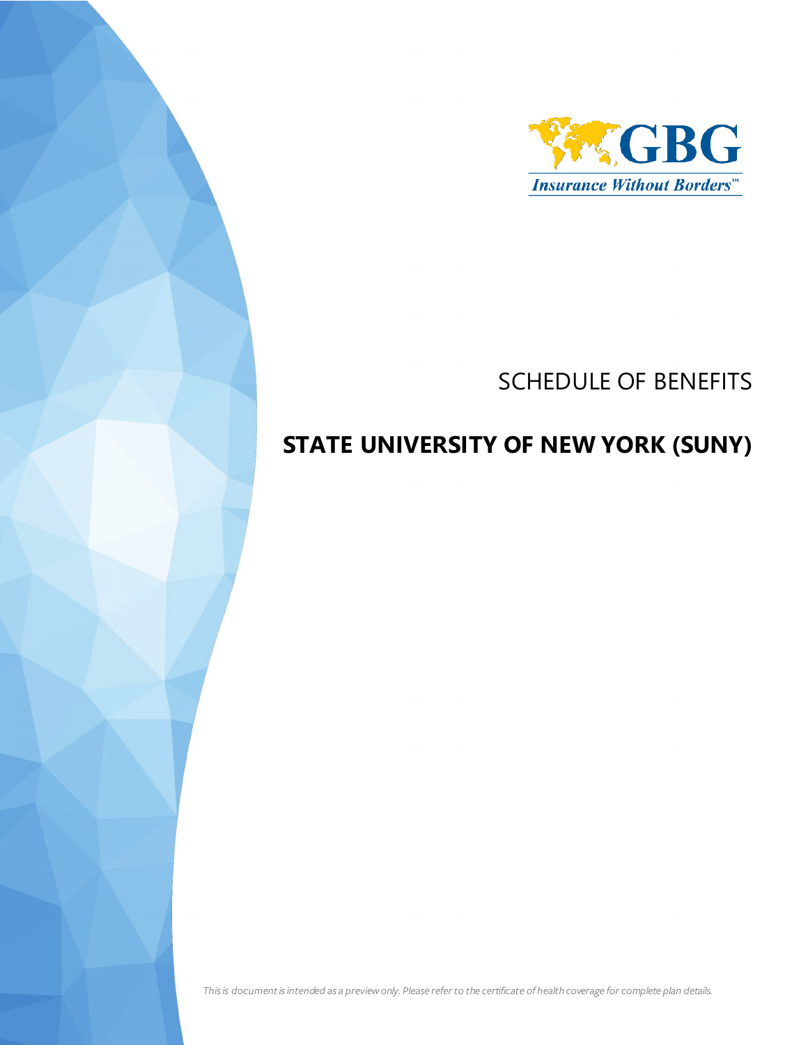GBG

*Insurance Without Borders*℠

# SCHEDULE OF BENEFITS

## STATE UNIVERSITY OF NEW YORK (SUNY)

*This is document is intended as a preview only. Please refer to the certificate of health coverage for complete plan details.*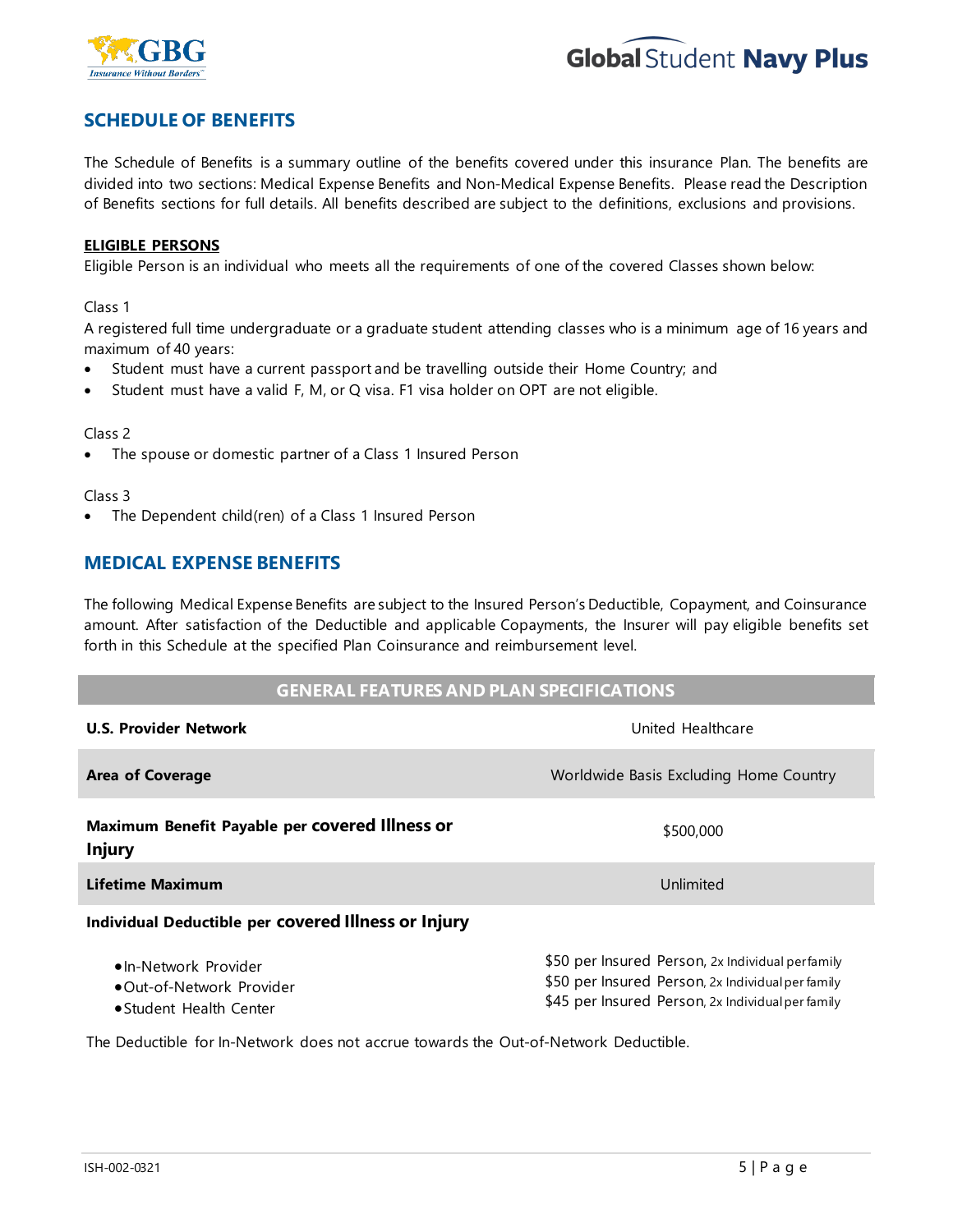## SCHEDULE OF BENEFITS

The Schedule of Benefits is a summary outline of the benefits covered under this insurance Plan. The benefits are divided into two sections: Medical Expense Benefits and Non-Medical Expense Benefits. Please read the Description of Benefits sections for full details. All benefits described are subject to the definitions, exclusions and provisions.

**ELIGIBLE PERSONS**

Eligible Person is an individual who meets all the requirements of one of the covered Classes shown below:

Class 1

A registered full time undergraduate or a graduate student attending classes who is a minimum age of 16 years and maximum of 40 years:

- Student must have a current passport and be travelling outside their Home Country; and
- Student must have a valid F, M, or Q visa. F1 visa holder on OPT are not eligible.

Class 2

- The spouse or domestic partner of a Class 1 Insured Person

Class 3

- The Dependent child(ren) of a Class 1 Insured Person

## MEDICAL EXPENSE BENEFITS

The following Medical Expense Benefits are subject to the Insured Person's Deductible, Copayment, and Coinsurance amount. After satisfaction of the Deductible and applicable Copayments, the Insurer will pay eligible benefits set forth in this Schedule at the specified Plan Coinsurance and reimbursement level.

| GENERAL FEATURES AND PLAN SPECIFICATIONS | |
|---|---|
| **U.S. Provider Network** | United Healthcare |
| **Area of Coverage** | Worldwide Basis Excluding Home Country |
| **Maximum Benefit Payable per covered Illness or Injury** | $500,000 |
| **Lifetime Maximum** | Unlimited |
| **Individual Deductible per covered Illness or Injury** | |
| • In-Network Provider | $50 per Insured Person, 2x Individual per family |
| • Out-of-Network Provider | $50 per Insured Person, 2x Individual per family |
| • Student Health Center | $45 per Insured Person, 2x Individual per family |

The Deductible for In-Network does not accrue towards the Out-of-Network Deductible.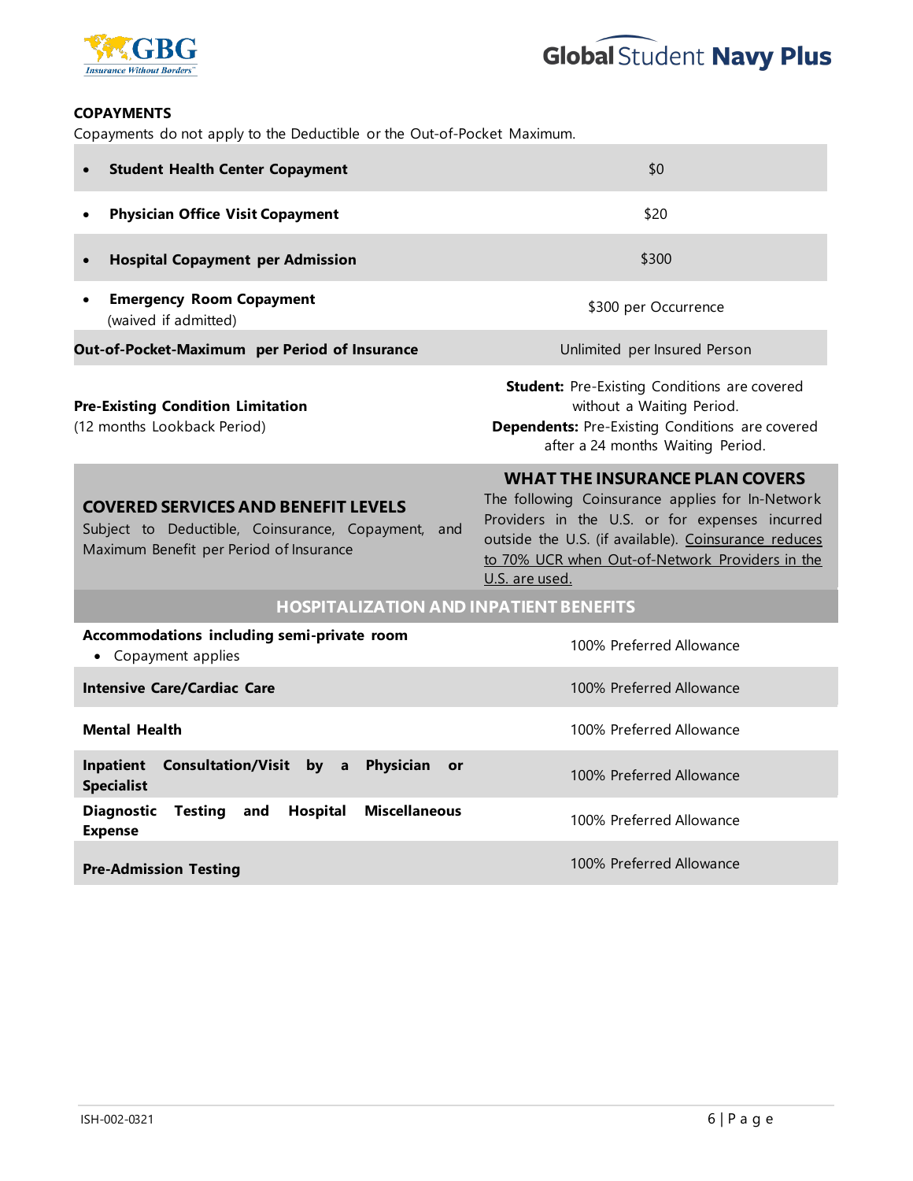### COPAYMENTS

Copayments do not apply to the Deductible or the Out-of-Pocket Maximum.

| | |
|---|---|
| • **Student Health Center Copayment** | $0 |
| • **Physician Office Visit Copayment** | $20 |
| • **Hospital Copayment per Admission** | $300 |
| • **Emergency Room Copayment** (waived if admitted) | $300 per Occurrence |
| **Out-of-Pocket-Maximum per Period of Insurance** | Unlimited per Insured Person |
| **Pre-Existing Condition Limitation** (12 months Lookback Period) | **Student:** Pre-Existing Conditions are covered without a Waiting Period. **Dependents:** Pre-Existing Conditions are covered after a 24 months Waiting Period. |

| **COVERED SERVICES AND BENEFIT LEVELS** Subject to Deductible, Coinsurance, Copayment, and Maximum Benefit per Period of Insurance | **WHAT THE INSURANCE PLAN COVERS** The following Coinsurance applies for In-Network Providers in the U.S. or for expenses incurred outside the U.S. (if available). Coinsurance reduces to 70% UCR when Out-of-Network Providers in the U.S. are used. |
|---|---|
| **HOSPITALIZATION AND INPATIENT BENEFITS** | |
| **Accommodations including semi-private room** • Copayment applies | 100% Preferred Allowance |
| **Intensive Care/Cardiac Care** | 100% Preferred Allowance |
| **Mental Health** | 100% Preferred Allowance |
| **Inpatient Consultation/Visit by a Physician or Specialist** | 100% Preferred Allowance |
| **Diagnostic Testing and Hospital Miscellaneous Expense** | 100% Preferred Allowance |
| **Pre-Admission Testing** | 100% Preferred Allowance |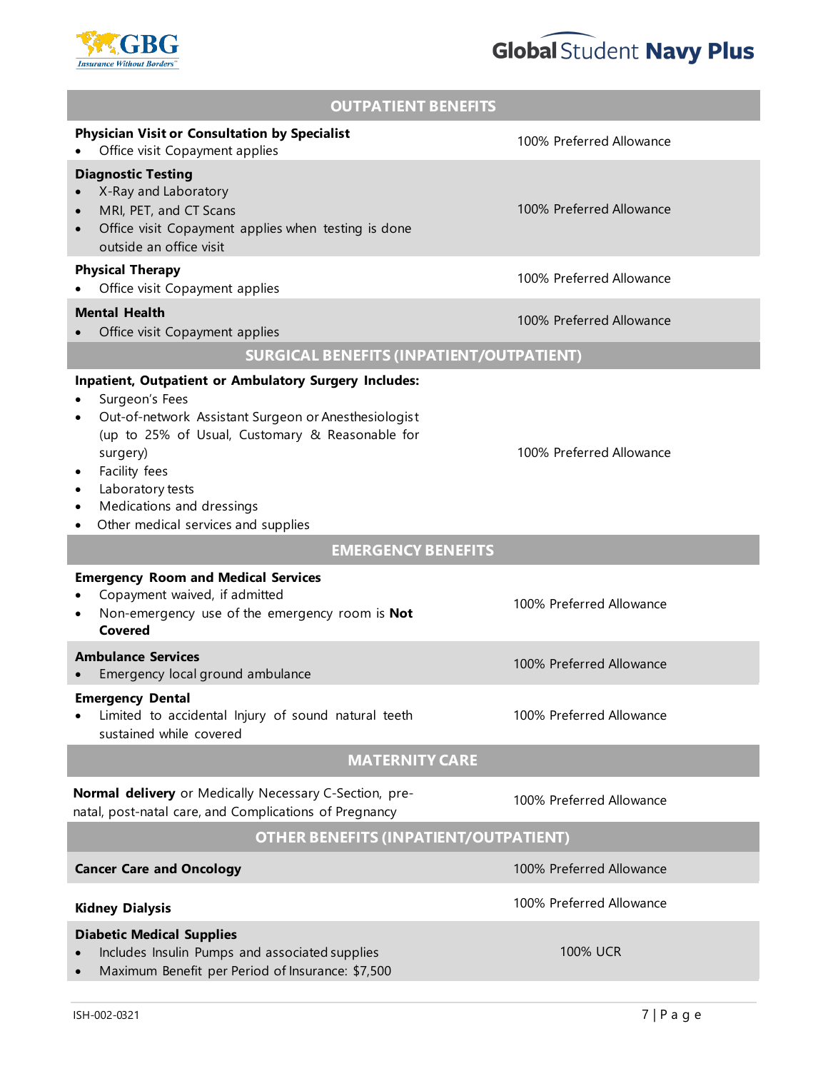| OUTPATIENT BENEFITS | |
|---|---|
| **Physician Visit or Consultation by Specialist**<br>• Office visit Copayment applies | 100% Preferred Allowance |
| **Diagnostic Testing**<br>• X-Ray and Laboratory<br>• MRI, PET, and CT Scans<br>• Office visit Copayment applies when testing is done outside an office visit | 100% Preferred Allowance |
| **Physical Therapy**<br>• Office visit Copayment applies | 100% Preferred Allowance |
| **Mental Health**<br>• Office visit Copayment applies | 100% Preferred Allowance |
| **SURGICAL BENEFITS (INPATIENT/OUTPATIENT)** | |
| **Inpatient, Outpatient or Ambulatory Surgery Includes:**<br>• Surgeon's Fees<br>• Out-of-network Assistant Surgeon or Anesthesiologist (up to 25% of Usual, Customary & Reasonable for surgery)<br>• Facility fees<br>• Laboratory tests<br>• Medications and dressings<br>• Other medical services and supplies | 100% Preferred Allowance |
| **EMERGENCY BENEFITS** | |
| **Emergency Room and Medical Services**<br>• Copayment waived, if admitted<br>• Non-emergency use of the emergency room is **Not Covered** | 100% Preferred Allowance |
| **Ambulance Services**<br>• Emergency local ground ambulance | 100% Preferred Allowance |
| **Emergency Dental**<br>• Limited to accidental Injury of sound natural teeth sustained while covered | 100% Preferred Allowance |
| **MATERNITY CARE** | |
| **Normal delivery** or Medically Necessary C-Section, pre-natal, post-natal care, and Complications of Pregnancy | 100% Preferred Allowance |
| **OTHER BENEFITS (INPATIENT/OUTPATIENT)** | |
| **Cancer Care and Oncology** | 100% Preferred Allowance |
| **Kidney Dialysis** | 100% Preferred Allowance |
| **Diabetic Medical Supplies**<br>• Includes Insulin Pumps and associated supplies<br>• Maximum Benefit per Period of Insurance: $7,500 | 100% UCR |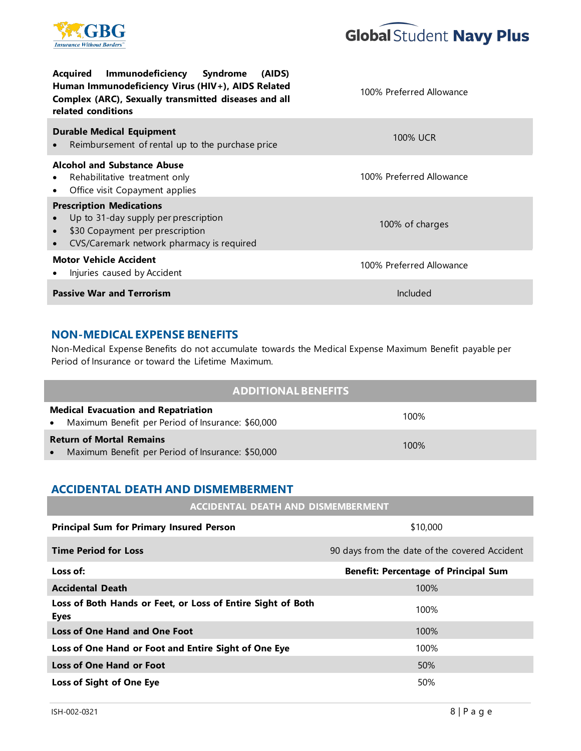| | |
|---|---|
| **Acquired Immunodeficiency Syndrome (AIDS) Human Immunodeficiency Virus (HIV+), AIDS Related Complex (ARC), Sexually transmitted diseases and all related conditions** | 100% Preferred Allowance |
| **Durable Medical Equipment**<br>• Reimbursement of rental up to the purchase price | 100% UCR |
| **Alcohol and Substance Abuse**<br>• Rehabilitative treatment only<br>• Office visit Copayment applies | 100% Preferred Allowance |
| **Prescription Medications**<br>• Up to 31-day supply per prescription<br>• $30 Copayment per prescription<br>• CVS/Caremark network pharmacy is required | 100% of charges |
| **Motor Vehicle Accident**<br>• Injuries caused by Accident | 100% Preferred Allowance |
| **Passive War and Terrorism** | Included |

## NON-MEDICAL EXPENSE BENEFITS

Non-Medical Expense Benefits do not accumulate towards the Medical Expense Maximum Benefit payable per Period of Insurance or toward the Lifetime Maximum.

| ADDITIONAL BENEFITS | |
|---|---|
| **Medical Evacuation and Repatriation**<br>• Maximum Benefit per Period of Insurance: $60,000 | 100% |
| **Return of Mortal Remains**<br>• Maximum Benefit per Period of Insurance: $50,000 | 100% |

## ACCIDENTAL DEATH AND DISMEMBERMENT

| ACCIDENTAL DEATH AND DISMEMBERMENT | |
|---|---|
| **Principal Sum for Primary Insured Person** | $10,000 |
| **Time Period for Loss** | 90 days from the date of the covered Accident |
| **Loss of:** | **Benefit: Percentage of Principal Sum** |
| **Accidental Death** | 100% |
| **Loss of Both Hands or Feet, or Loss of Entire Sight of Both Eyes** | 100% |
| **Loss of One Hand and One Foot** | 100% |
| **Loss of One Hand or Foot and Entire Sight of One Eye** | 100% |
| **Loss of One Hand or Foot** | 50% |
| **Loss of Sight of One Eye** | 50% |